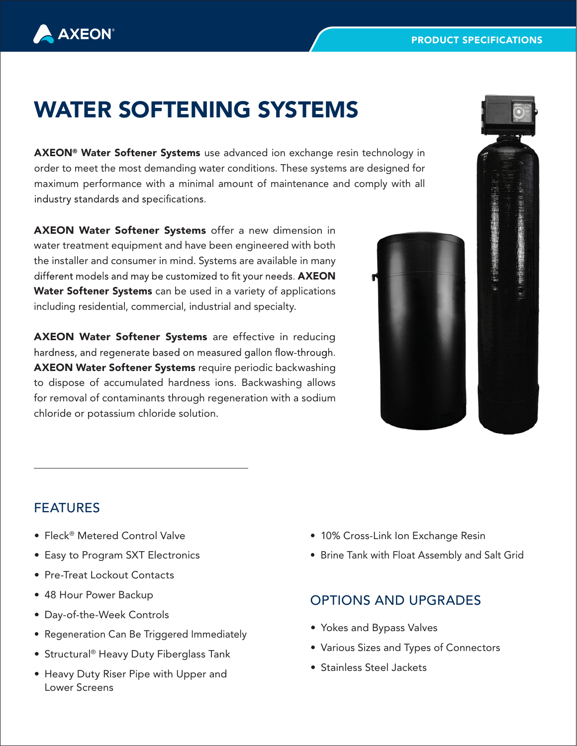AXEON®

PRODUCT SPECIFICATIONS

# WATER SOFTENING SYSTEMS

**AXEON® Water Softener Systems** use advanced ion exchange resin technology in order to meet the most demanding water conditions. These systems are designed for maximum performance with a minimal amount of maintenance and comply with all industry standards and specifications.

**AXEON Water Softener Systems** offer a new dimension in water treatment equipment and have been engineered with both the installer and consumer in mind. Systems are available in many different models and may be customized to fit your needs. **AXEON Water Softener Systems** can be used in a variety of applications including residential, commercial, industrial and specialty.

**AXEON Water Softener Systems** are effective in reducing hardness, and regenerate based on measured gallon flow-through. **AXEON Water Softener Systems** require periodic backwashing to dispose of accumulated hardness ions. Backwashing allows for removal of contaminants through regeneration with a sodium chloride or potassium chloride solution.

## FEATURES

- Fleck® Metered Control Valve
- Easy to Program SXT Electronics
- Pre-Treat Lockout Contacts
- 48 Hour Power Backup
- Day-of-the-Week Controls
- Regeneration Can Be Triggered Immediately
- Structural® Heavy Duty Fiberglass Tank
- Heavy Duty Riser Pipe with Upper and Lower Screens
- 10% Cross-Link Ion Exchange Resin
- Brine Tank with Float Assembly and Salt Grid

## OPTIONS AND UPGRADES

- Yokes and Bypass Valves
- Various Sizes and Types of Connectors
- Stainless Steel Jackets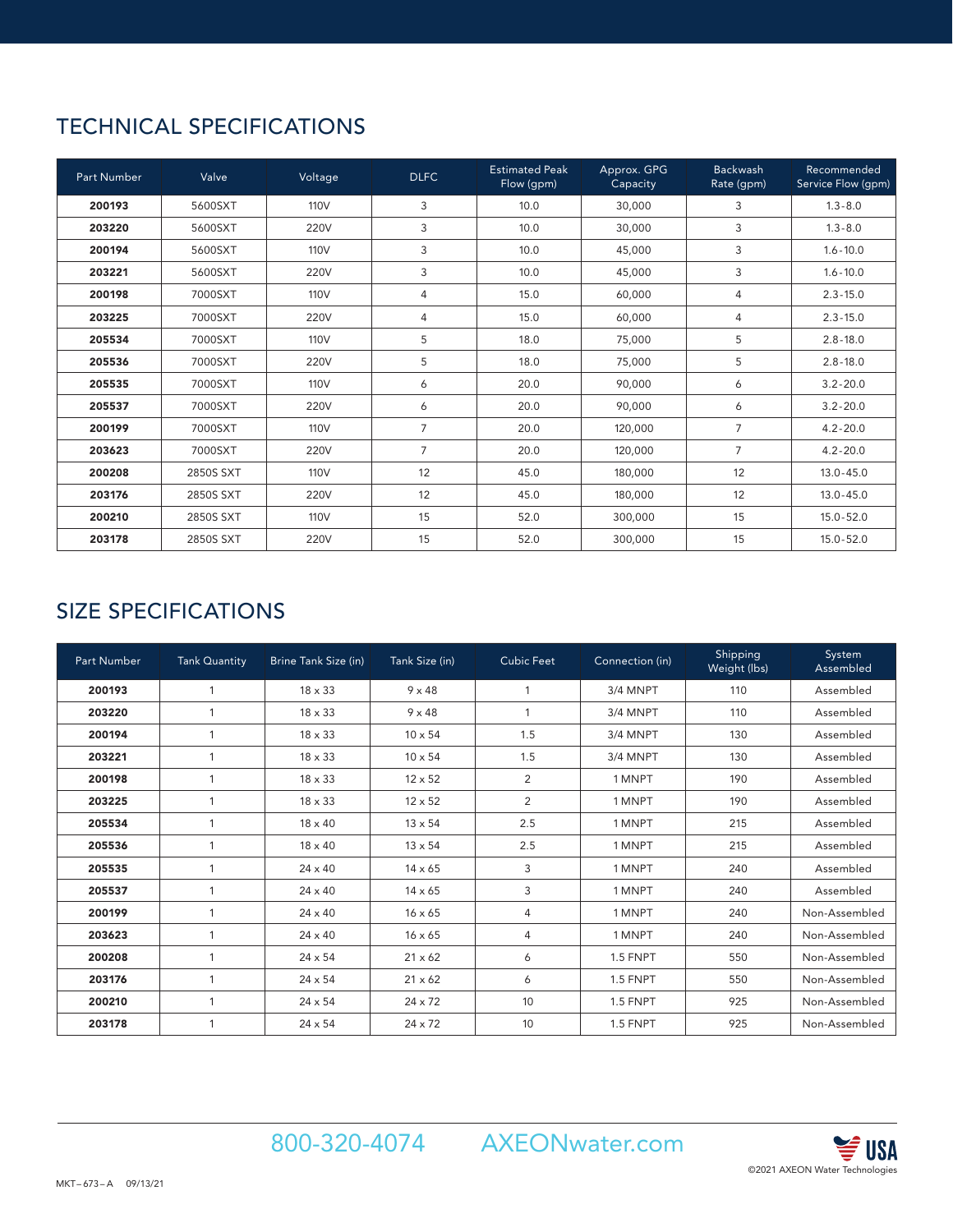## TECHNICAL SPECIFICATIONS

| Part Number | Valve | Voltage | DLFC | Estimated Peak Flow (gpm) | Approx. GPG Capacity | Backwash Rate (gpm) | Recommended Service Flow (gpm) |
|---|---|---|---|---|---|---|---|
| **200193** | 5600SXT | 110V | 3 | 10.0 | 30,000 | 3 | 1.3-8.0 |
| **203220** | 5600SXT | 220V | 3 | 10.0 | 30,000 | 3 | 1.3-8.0 |
| **200194** | 5600SXT | 110V | 3 | 10.0 | 45,000 | 3 | 1.6-10.0 |
| **203221** | 5600SXT | 220V | 3 | 10.0 | 45,000 | 3 | 1.6-10.0 |
| **200198** | 7000SXT | 110V | 4 | 15.0 | 60,000 | 4 | 2.3-15.0 |
| **203225** | 7000SXT | 220V | 4 | 15.0 | 60,000 | 4 | 2.3-15.0 |
| **205534** | 7000SXT | 110V | 5 | 18.0 | 75,000 | 5 | 2.8-18.0 |
| **205536** | 7000SXT | 220V | 5 | 18.0 | 75,000 | 5 | 2.8-18.0 |
| **205535** | 7000SXT | 110V | 6 | 20.0 | 90,000 | 6 | 3.2-20.0 |
| **205537** | 7000SXT | 220V | 6 | 20.0 | 90,000 | 6 | 3.2-20.0 |
| **200199** | 7000SXT | 110V | 7 | 20.0 | 120,000 | 7 | 4.2-20.0 |
| **203623** | 7000SXT | 220V | 7 | 20.0 | 120,000 | 7 | 4.2-20.0 |
| **200208** | 2850S SXT | 110V | 12 | 45.0 | 180,000 | 12 | 13.0-45.0 |
| **203176** | 2850S SXT | 220V | 12 | 45.0 | 180,000 | 12 | 13.0-45.0 |
| **200210** | 2850S SXT | 110V | 15 | 52.0 | 300,000 | 15 | 15.0-52.0 |
| **203178** | 2850S SXT | 220V | 15 | 52.0 | 300,000 | 15 | 15.0-52.0 |

## SIZE SPECIFICATIONS

| Part Number | Tank Quantity | Brine Tank Size (in) | Tank Size (in) | Cubic Feet | Connection (in) | Shipping Weight (lbs) | System Assembled |
|---|---|---|---|---|---|---|---|
| **200193** | 1 | 18 x 33 | 9 x 48 | 1 | 3/4 MNPT | 110 | Assembled |
| **203220** | 1 | 18 x 33 | 9 x 48 | 1 | 3/4 MNPT | 110 | Assembled |
| **200194** | 1 | 18 x 33 | 10 x 54 | 1.5 | 3/4 MNPT | 130 | Assembled |
| **203221** | 1 | 18 x 33 | 10 x 54 | 1.5 | 3/4 MNPT | 130 | Assembled |
| **200198** | 1 | 18 x 33 | 12 x 52 | 2 | 1 MNPT | 190 | Assembled |
| **203225** | 1 | 18 x 33 | 12 x 52 | 2 | 1 MNPT | 190 | Assembled |
| **205534** | 1 | 18 x 40 | 13 x 54 | 2.5 | 1 MNPT | 215 | Assembled |
| **205536** | 1 | 18 x 40 | 13 x 54 | 2.5 | 1 MNPT | 215 | Assembled |
| **205535** | 1 | 24 x 40 | 14 x 65 | 3 | 1 MNPT | 240 | Assembled |
| **205537** | 1 | 24 x 40 | 14 x 65 | 3 | 1 MNPT | 240 | Assembled |
| **200199** | 1 | 24 x 40 | 16 x 65 | 4 | 1 MNPT | 240 | Non-Assembled |
| **203623** | 1 | 24 x 40 | 16 x 65 | 4 | 1 MNPT | 240 | Non-Assembled |
| **200208** | 1 | 24 x 54 | 21 x 62 | 6 | 1.5 FNPT | 550 | Non-Assembled |
| **203176** | 1 | 24 x 54 | 21 x 62 | 6 | 1.5 FNPT | 550 | Non-Assembled |
| **200210** | 1 | 24 x 54 | 24 x 72 | 10 | 1.5 FNPT | 925 | Non-Assembled |
| **203178** | 1 | 24 x 54 | 24 x 72 | 10 | 1.5 FNPT | 925 | Non-Assembled |

800-320-4074 AXEONwater.com

USA

©2021 AXEON Water Technologies

MKT–673–A 09/13/21